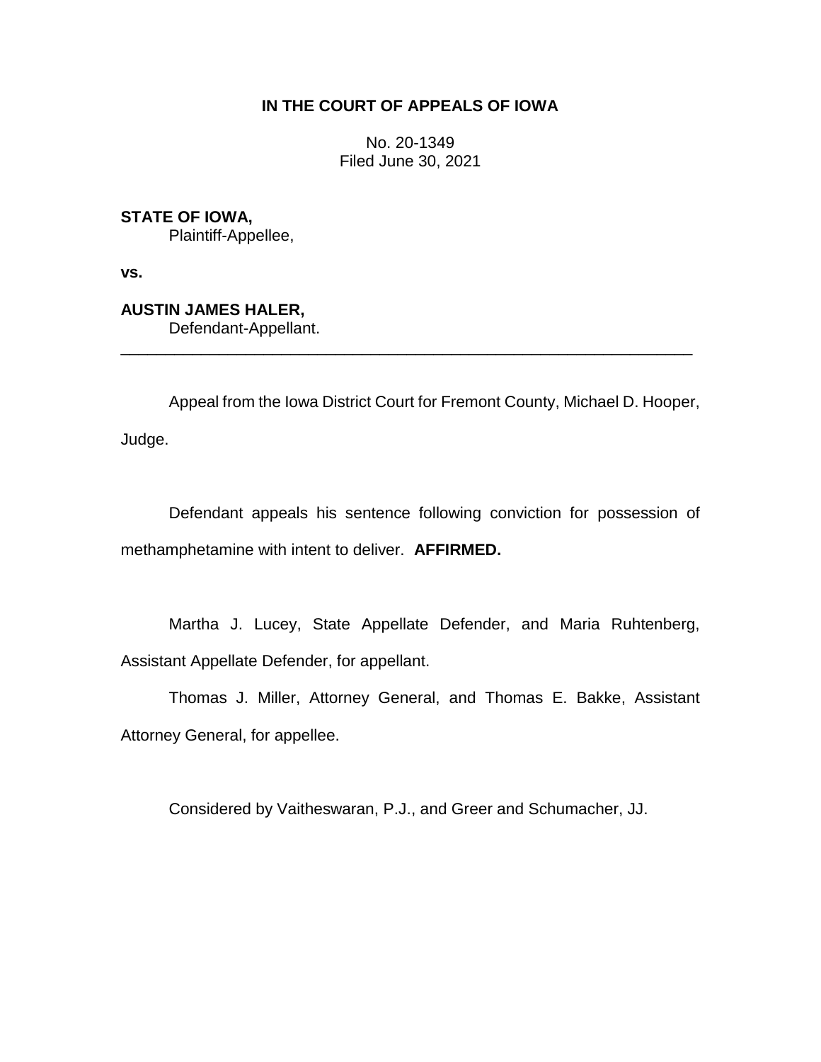**IN THE COURT OF APPEALS OF IOWA**

No. 20-1349
Filed June 30, 2021

**STATE OF IOWA,**
Plaintiff-Appellee,

**vs.**

**AUSTIN JAMES HALER,**
Defendant-Appellant.

---

Appeal from the Iowa District Court for Fremont County, Michael D. Hooper, Judge.

Defendant appeals his sentence following conviction for possession of methamphetamine with intent to deliver. **AFFIRMED.**

Martha J. Lucey, State Appellate Defender, and Maria Ruhtenberg, Assistant Appellate Defender, for appellant.

Thomas J. Miller, Attorney General, and Thomas E. Bakke, Assistant Attorney General, for appellee.

Considered by Vaitheswaran, P.J., and Greer and Schumacher, JJ.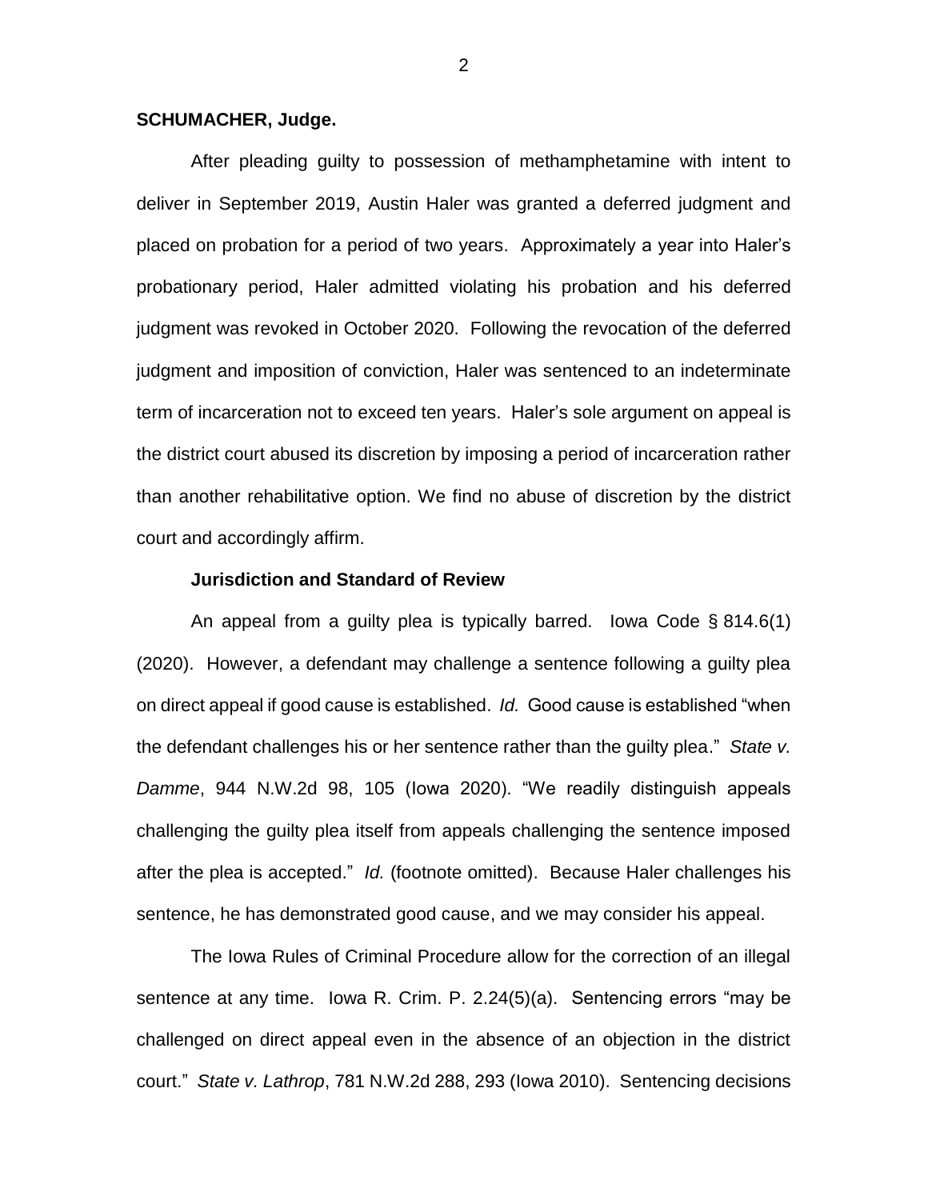**SCHUMACHER, Judge.**

After pleading guilty to possession of methamphetamine with intent to deliver in September 2019, Austin Haler was granted a deferred judgment and placed on probation for a period of two years. Approximately a year into Haler's probationary period, Haler admitted violating his probation and his deferred judgment was revoked in October 2020. Following the revocation of the deferred judgment and imposition of conviction, Haler was sentenced to an indeterminate term of incarceration not to exceed ten years. Haler's sole argument on appeal is the district court abused its discretion by imposing a period of incarceration rather than another rehabilitative option. We find no abuse of discretion by the district court and accordingly affirm.

**Jurisdiction and Standard of Review**

An appeal from a guilty plea is typically barred. Iowa Code § 814.6(1) (2020). However, a defendant may challenge a sentence following a guilty plea on direct appeal if good cause is established. *Id.* Good cause is established "when the defendant challenges his or her sentence rather than the guilty plea." *State v. Damme*, 944 N.W.2d 98, 105 (Iowa 2020). "We readily distinguish appeals challenging the guilty plea itself from appeals challenging the sentence imposed after the plea is accepted." *Id.* (footnote omitted). Because Haler challenges his sentence, he has demonstrated good cause, and we may consider his appeal.

The Iowa Rules of Criminal Procedure allow for the correction of an illegal sentence at any time. Iowa R. Crim. P. 2.24(5)(a). Sentencing errors "may be challenged on direct appeal even in the absence of an objection in the district court." *State v. Lathrop*, 781 N.W.2d 288, 293 (Iowa 2010). Sentencing decisions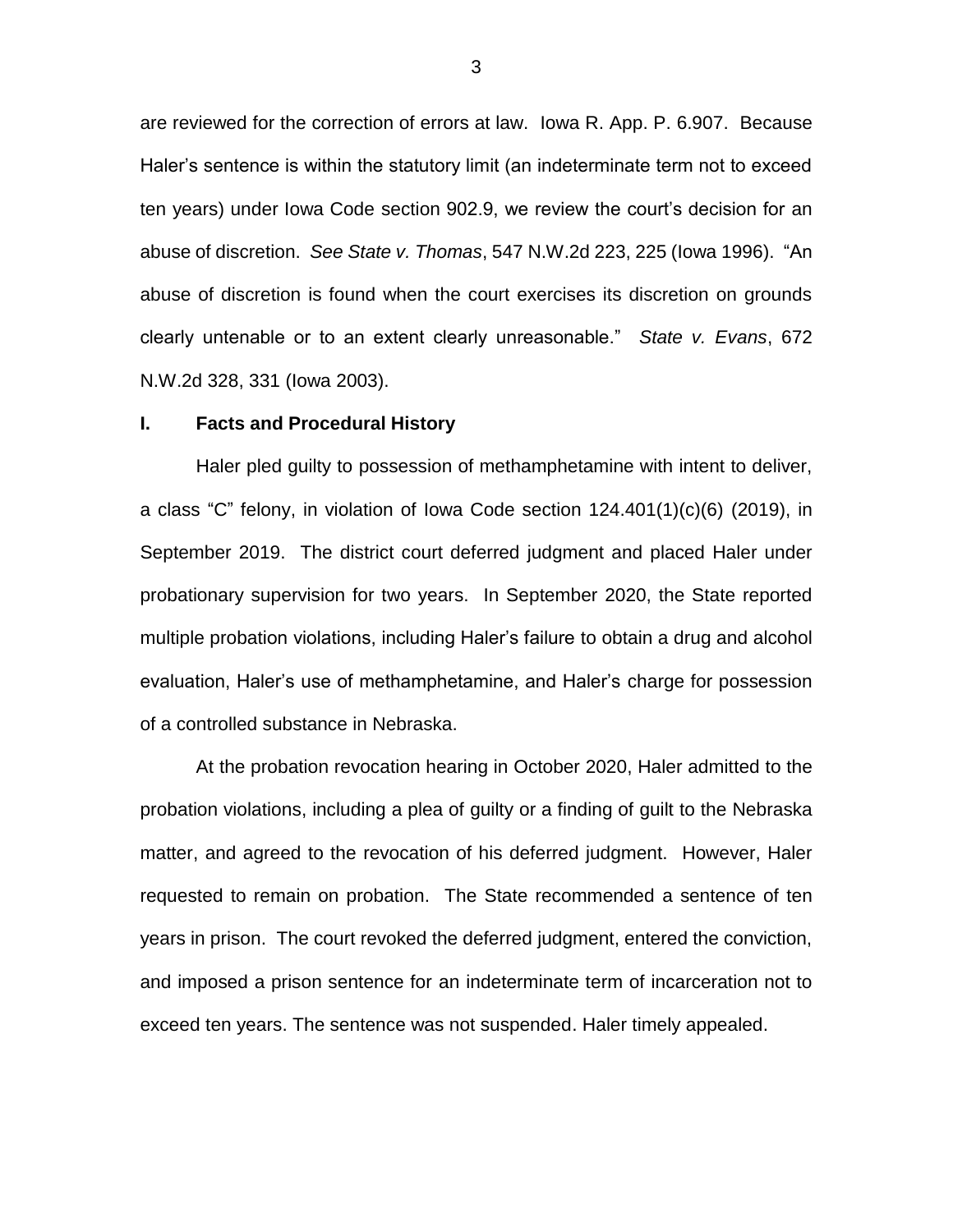are reviewed for the correction of errors at law. Iowa R. App. P. 6.907. Because Haler's sentence is within the statutory limit (an indeterminate term not to exceed ten years) under Iowa Code section 902.9, we review the court's decision for an abuse of discretion. *See State v. Thomas*, 547 N.W.2d 223, 225 (Iowa 1996). "An abuse of discretion is found when the court exercises its discretion on grounds clearly untenable or to an extent clearly unreasonable." *State v. Evans*, 672 N.W.2d 328, 331 (Iowa 2003).

## I. Facts and Procedural History

Haler pled guilty to possession of methamphetamine with intent to deliver, a class "C" felony, in violation of Iowa Code section 124.401(1)(c)(6) (2019), in September 2019. The district court deferred judgment and placed Haler under probationary supervision for two years. In September 2020, the State reported multiple probation violations, including Haler's failure to obtain a drug and alcohol evaluation, Haler's use of methamphetamine, and Haler's charge for possession of a controlled substance in Nebraska.

At the probation revocation hearing in October 2020, Haler admitted to the probation violations, including a plea of guilty or a finding of guilt to the Nebraska matter, and agreed to the revocation of his deferred judgment. However, Haler requested to remain on probation. The State recommended a sentence of ten years in prison. The court revoked the deferred judgment, entered the conviction, and imposed a prison sentence for an indeterminate term of incarceration not to exceed ten years. The sentence was not suspended. Haler timely appealed.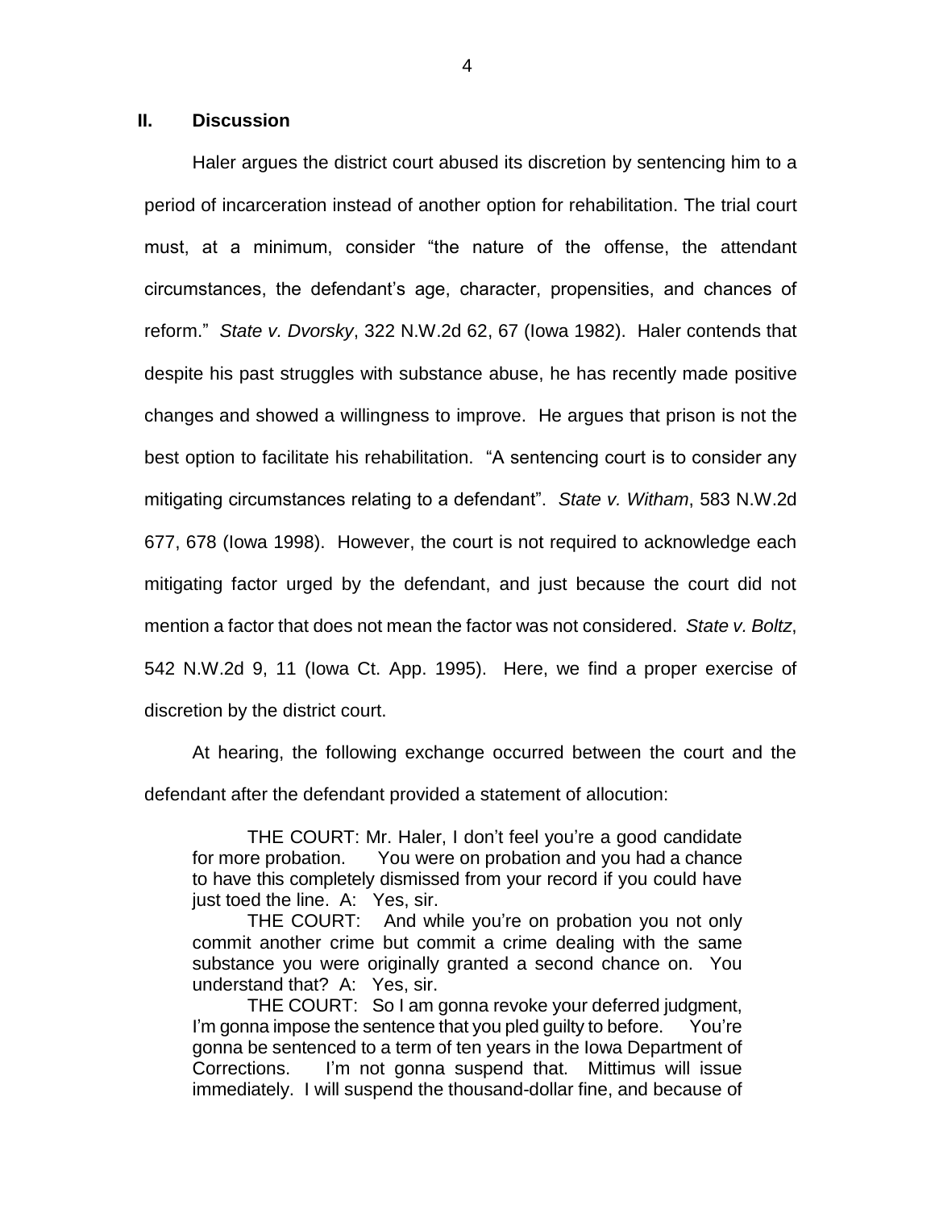## II. Discussion

Haler argues the district court abused its discretion by sentencing him to a period of incarceration instead of another option for rehabilitation. The trial court must, at a minimum, consider "the nature of the offense, the attendant circumstances, the defendant's age, character, propensities, and chances of reform." *State v. Dvorsky*, 322 N.W.2d 62, 67 (Iowa 1982). Haler contends that despite his past struggles with substance abuse, he has recently made positive changes and showed a willingness to improve. He argues that prison is not the best option to facilitate his rehabilitation. "A sentencing court is to consider any mitigating circumstances relating to a defendant". *State v. Witham*, 583 N.W.2d 677, 678 (Iowa 1998). However, the court is not required to acknowledge each mitigating factor urged by the defendant, and just because the court did not mention a factor that does not mean the factor was not considered. *State v. Boltz*, 542 N.W.2d 9, 11 (Iowa Ct. App. 1995). Here, we find a proper exercise of discretion by the district court.

At hearing, the following exchange occurred between the court and the defendant after the defendant provided a statement of allocution:

> THE COURT: Mr. Haler, I don't feel you're a good candidate for more probation. You were on probation and you had a chance to have this completely dismissed from your record if you could have just toed the line. A: Yes, sir.
>
> THE COURT: And while you're on probation you not only commit another crime but commit a crime dealing with the same substance you were originally granted a second chance on. You understand that? A: Yes, sir.
>
> THE COURT: So I am gonna revoke your deferred judgment, I'm gonna impose the sentence that you pled guilty to before. You're gonna be sentenced to a term of ten years in the Iowa Department of Corrections. I'm not gonna suspend that. Mittimus will issue immediately. I will suspend the thousand-dollar fine, and because of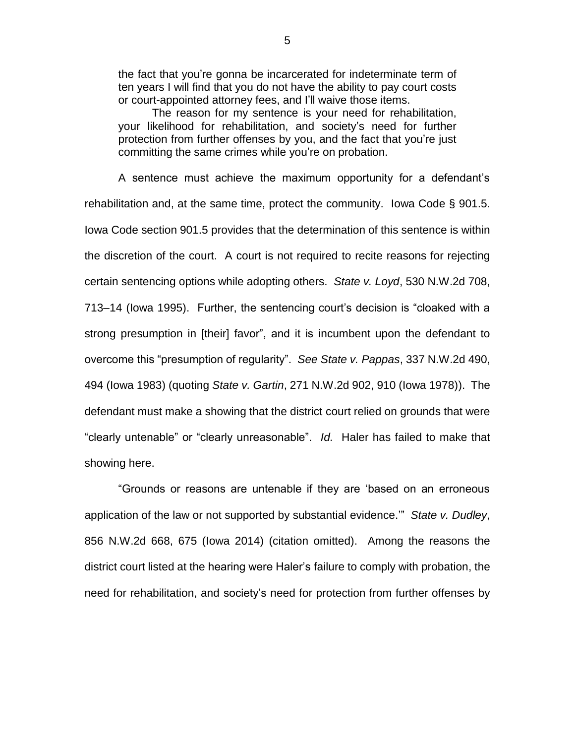> the fact that you're gonna be incarcerated for indeterminate term of ten years I will find that you do not have the ability to pay court costs or court-appointed attorney fees, and I'll waive those items.
>
> The reason for my sentence is your need for rehabilitation, your likelihood for rehabilitation, and society's need for further protection from further offenses by you, and the fact that you're just committing the same crimes while you're on probation.

A sentence must achieve the maximum opportunity for a defendant's rehabilitation and, at the same time, protect the community. Iowa Code § 901.5. Iowa Code section 901.5 provides that the determination of this sentence is within the discretion of the court. A court is not required to recite reasons for rejecting certain sentencing options while adopting others. *State v. Loyd*, 530 N.W.2d 708, 713–14 (Iowa 1995). Further, the sentencing court's decision is "cloaked with a strong presumption in [their] favor", and it is incumbent upon the defendant to overcome this "presumption of regularity". *See State v. Pappas*, 337 N.W.2d 490, 494 (Iowa 1983) (quoting *State v. Gartin*, 271 N.W.2d 902, 910 (Iowa 1978)). The defendant must make a showing that the district court relied on grounds that were "clearly untenable" or "clearly unreasonable". *Id.* Haler has failed to make that showing here.

"Grounds or reasons are untenable if they are 'based on an erroneous application of the law or not supported by substantial evidence.'" *State v. Dudley*, 856 N.W.2d 668, 675 (Iowa 2014) (citation omitted). Among the reasons the district court listed at the hearing were Haler's failure to comply with probation, the need for rehabilitation, and society's need for protection from further offenses by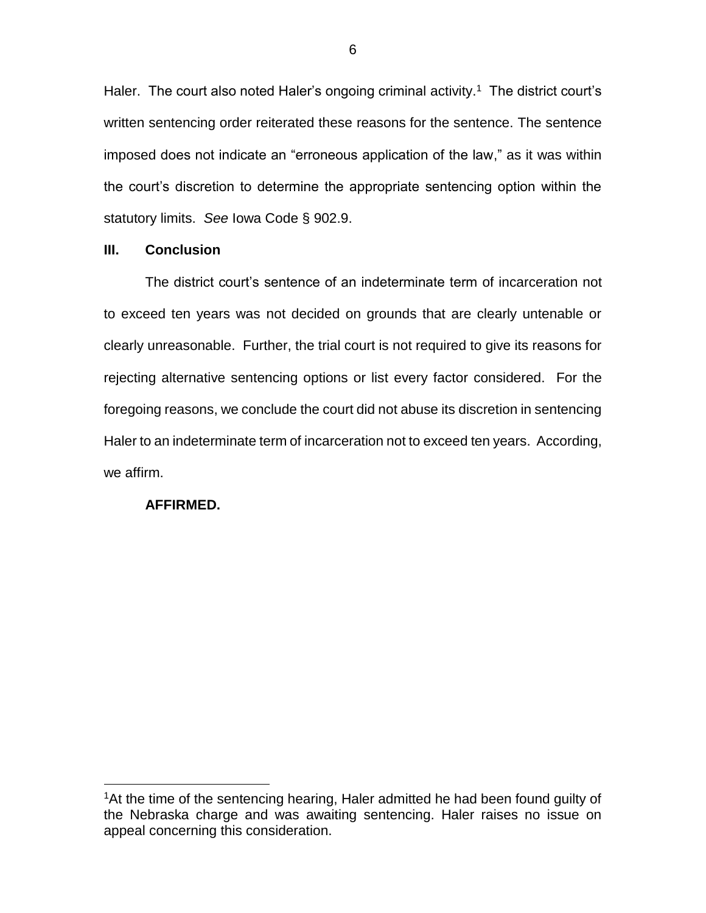Haler. The court also noted Haler's ongoing criminal activity.[1] The district court's written sentencing order reiterated these reasons for the sentence. The sentence imposed does not indicate an "erroneous application of the law," as it was within the court's discretion to determine the appropriate sentencing option within the statutory limits. *See* Iowa Code § 902.9.

## III. Conclusion

The district court's sentence of an indeterminate term of incarceration not to exceed ten years was not decided on grounds that are clearly untenable or clearly unreasonable. Further, the trial court is not required to give its reasons for rejecting alternative sentencing options or list every factor considered. For the foregoing reasons, we conclude the court did not abuse its discretion in sentencing Haler to an indeterminate term of incarceration not to exceed ten years. According, we affirm.

**AFFIRMED.**

---

[1]At the time of the sentencing hearing, Haler admitted he had been found guilty of the Nebraska charge and was awaiting sentencing. Haler raises no issue on appeal concerning this consideration.